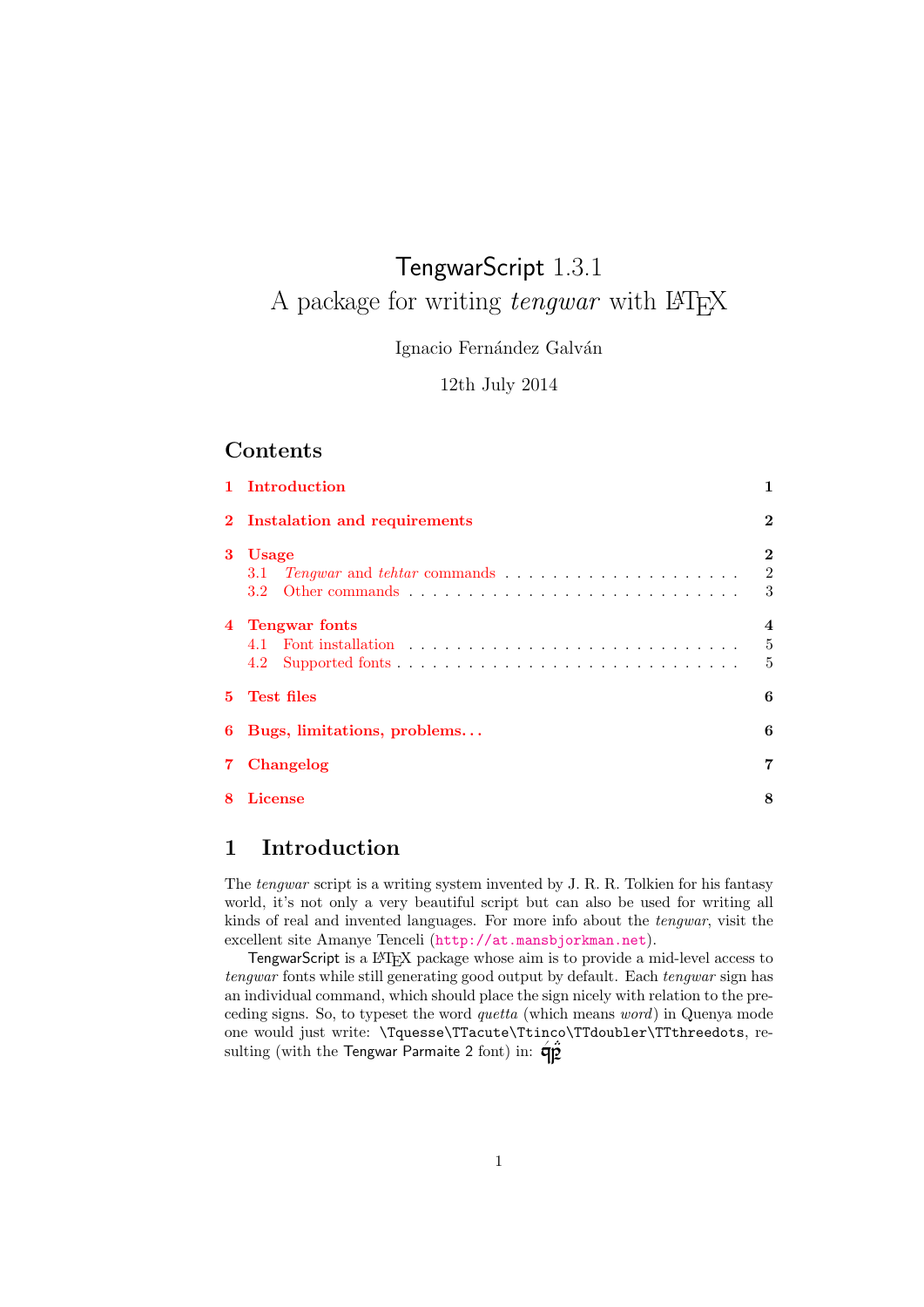# TengwarScript 1.3.1
## A package for writing *tengwar* with LaTeX

Ignacio Fernández Galván

12th July 2014

## Contents

1 Introduction — 1

2 Instalation and requirements — 2

3 Usage — 2
- 3.1 *Tengwar* and *tehtar* commands — 2
- 3.2 Other commands — 3

4 Tengwar fonts — 4
- 4.1 Font installation — 5
- 4.2 Supported fonts — 5

5 Test files — 6

6 Bugs, limitations, problems. . . — 6

7 Changelog — 7

8 License — 8

## 1 Introduction

The *tengwar* script is a writing system invented by J. R. R. Tolkien for his fantasy world, it's not only a very beautiful script but can also be used for writing all kinds of real and invented languages. For more info about the *tengwar*, visit the excellent site Amanye Tenceli (http://at.mansbjorkman.net).

TengwarScript is a LaTeX package whose aim is to provide a mid-level access to *tengwar* fonts while still generating good output by default. Each *tengwar* sign has an individual command, which should place the sign nicely with relation to the preceding signs. So, to typeset the word *quetta* (which means *word*) in Quenya mode one would just write: `\Tquesse\TTacute\Ttinco\TTdoubler\TTthreedots`, resulting (with the Tengwar Parmaite 2 font) in: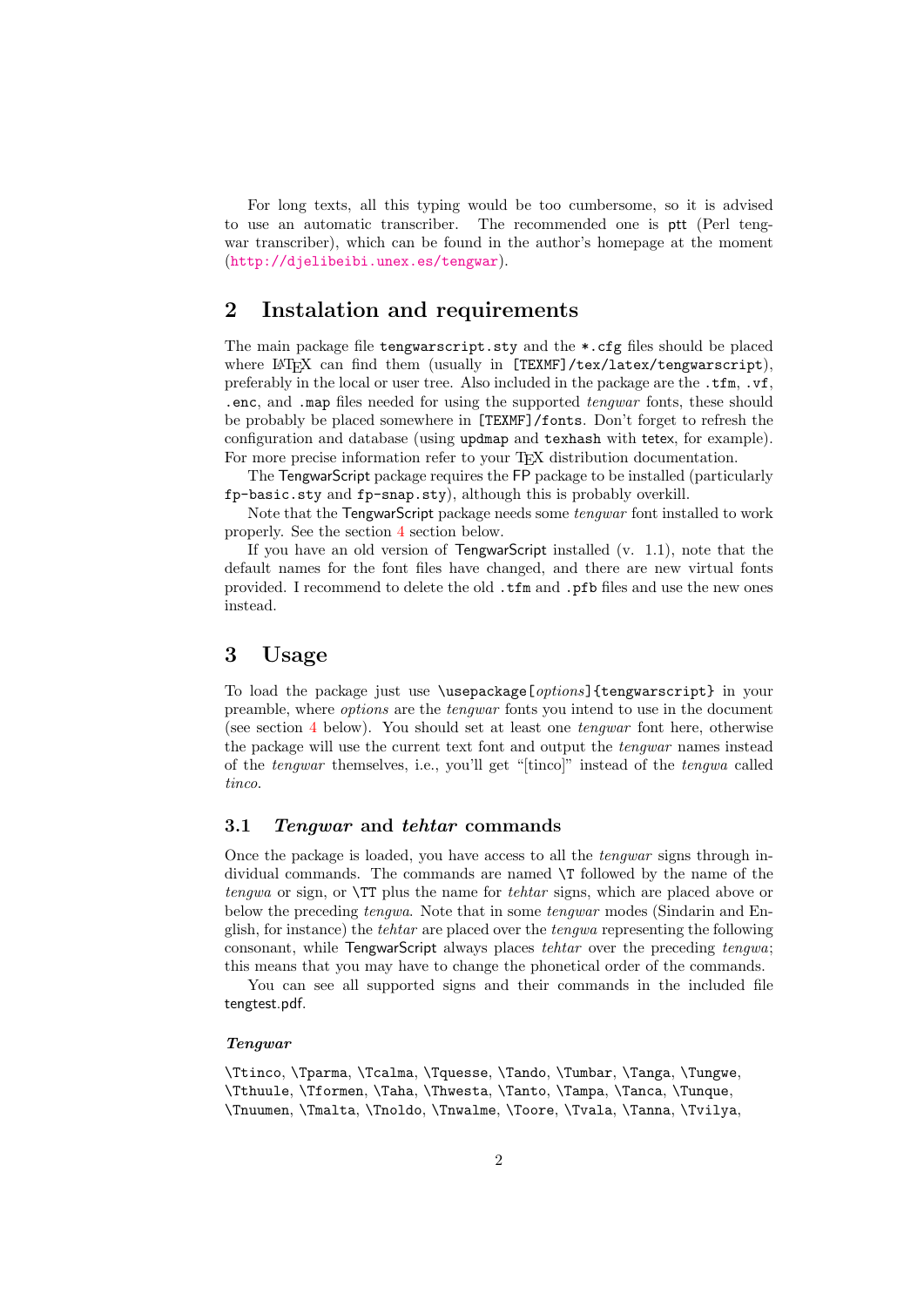For long texts, all this typing would be too cumbersome, so it is advised to use an automatic transcriber. The recommended one is ptt (Perl tengwar transcriber), which can be found in the author's homepage at the moment (http://djelibeibi.unex.es/tengwar).

## 2 Instalation and requirements

The main package file `tengwarscript.sty` and the `*.cfg` files should be placed where LaTeX can find them (usually in `[TEXMF]/tex/latex/tengwarscript`), preferably in the local or user tree. Also included in the package are the `.tfm`, `.vf`, `.enc`, and `.map` files needed for using the supported *tengwar* fonts, these should be probably be placed somewhere in `[TEXMF]/fonts`. Don't forget to refresh the configuration and database (using `updmap` and `texhash` with tetex, for example). For more precise information refer to your TeX distribution documentation.

The TengwarScript package requires the FP package to be installed (particularly `fp-basic.sty` and `fp-snap.sty`), although this is probably overkill.

Note that the TengwarScript package needs some *tengwar* font installed to work properly. See the section 4 section below.

If you have an old version of TengwarScript installed (v. 1.1), note that the default names for the font files have changed, and there are new virtual fonts provided. I recommend to delete the old `.tfm` and `.pfb` files and use the new ones instead.

## 3 Usage

To load the package just use `\usepackage[`*options*`]{tengwarscript}` in your preamble, where *options* are the *tengwar* fonts you intend to use in the document (see section 4 below). You should set at least one *tengwar* font here, otherwise the package will use the current text font and output the *tengwar* names instead of the *tengwar* themselves, i.e., you'll get "[tinco]" instead of the *tengwa* called *tinco*.

### 3.1 *Tengwar* and *tehtar* commands

Once the package is loaded, you have access to all the *tengwar* signs through individual commands. The commands are named `\T` followed by the name of the *tengwa* or sign, or `\TT` plus the name for *tehtar* signs, which are placed above or below the preceding *tengwa*. Note that in some *tengwar* modes (Sindarin and English, for instance) the *tehtar* are placed over the *tengwa* representing the following consonant, while TengwarScript always places *tehtar* over the preceding *tengwa*; this means that you may have to change the phonetical order of the commands.

You can see all supported signs and their commands in the included file tengtest.pdf.

#### *Tengwar*

`\Ttinco`, `\Tparma`, `\Tcalma`, `\Tquesse`, `\Tando`, `\Tumbar`, `\Tanga`, `\Tungwe`, `\Tthuule`, `\Tformen`, `\Taha`, `\Thwesta`, `\Tanto`, `\Tampa`, `\Tanca`, `\Tunque`, `\Tnuumen`, `\Tmalta`, `\Tnoldo`, `\Tnwalme`, `\Toore`, `\Tvala`, `\Tanna`, `\Tvilya`,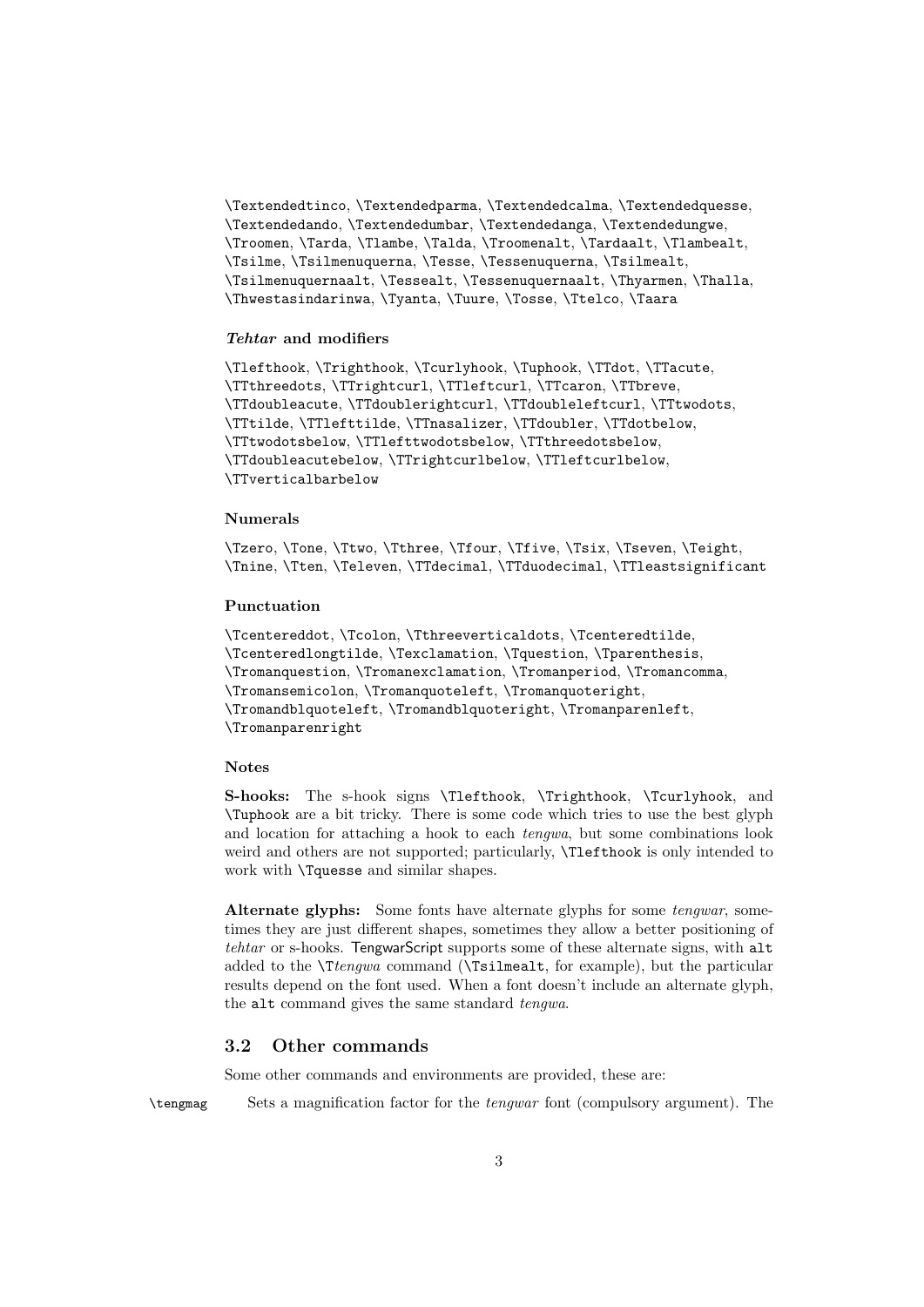`\Textendedtinco`, `\Textendedparma`, `\Textendedcalma`, `\Textendedquesse`, `\Textendedando`, `\Textendedumbar`, `\Textendedanga`, `\Textendedungwe`, `\Troomen`, `\Tarda`, `\Tlambe`, `\Talda`, `\Troomenalt`, `\Tardaalt`, `\Tlambealt`, `\Tsilme`, `\Tsilmenuquerna`, `\Tesse`, `\Tessenuquerna`, `\Tsilmealt`, `\Tsilmenuquernaalt`, `\Tessealt`, `\Tessenuquernaalt`, `\Thyarmen`, `\Thalla`, `\Thwestasindarinwa`, `\Tyanta`, `\Tuure`, `\Tosse`, `\Ttelco`, `\Taara`

#### *Tehtar* and modifiers

`\Tlefthook`, `\Trighthook`, `\Tcurlyhook`, `\Tuphook`, `\TTdot`, `\TTacute`, `\TTthreedots`, `\TTrightcurl`, `\TTleftcurl`, `\TTcaron`, `\TTbreve`, `\TTdoubleacute`, `\TTdoublerightcurl`, `\TTdoubleleftcurl`, `\TTtwodots`, `\TTtilde`, `\TTlefttilde`, `\TTnasalizer`, `\TTdoubler`, `\TTdotbelow`, `\TTtwodotsbelow`, `\TTlefttwodotsbelow`, `\TTthreedotsbelow`, `\TTdoubleacutebelow`, `\TTrightcurlbelow`, `\TTleftcurlbelow`, `\TTverticalbarbelow`

#### Numerals

`\Tzero`, `\Tone`, `\Ttwo`, `\Tthree`, `\Tfour`, `\Tfive`, `\Tsix`, `\Tseven`, `\Teight`, `\Tnine`, `\Tten`, `\Televen`, `\TTdecimal`, `\TTduodecimal`, `\TTleastsignificant`

#### Punctuation

`\Tcentereddot`, `\Tcolon`, `\Tthreeverticaldots`, `\Tcenteredtilde`, `\Tcenteredlongtilde`, `\Texclamation`, `\Tquestion`, `\Tparenthesis`, `\Tromanquestion`, `\Tromanexclamation`, `\Tromanperiod`, `\Tromancomma`, `\Tromansemicolon`, `\Tromanquoteleft`, `\Tromanquoteright`, `\Tromandblquoteleft`, `\Tromandblquoteright`, `\Tromanparenleft`, `\Tromanparenright`

#### Notes

**S-hooks:** The s-hook signs `\Tlefthook`, `\Trighthook`, `\Tcurlyhook`, and `\Tuphook` are a bit tricky. There is some code which tries to use the best glyph and location for attaching a hook to each *tengwa*, but some combinations look weird and others are not supported; particularly, `\Tlefthook` is only intended to work with `\Tquesse` and similar shapes.

**Alternate glyphs:** Some fonts have alternate glyphs for some *tengwar*, sometimes they are just different shapes, sometimes they allow a better positioning of *tehtar* or s-hooks. TengwarScript supports some of these alternate signs, with `alt` added to the `\T`*tengwa* command (`\Tsilmealt`, for example), but the particular results depend on the font used. When a font doesn't include an alternate glyph, the `alt` command gives the same standard *tengwa*.

## 3.2 Other commands

Some other commands and environments are provided, these are:

`\tengmag` Sets a magnification factor for the *tengwar* font (compulsory argument). The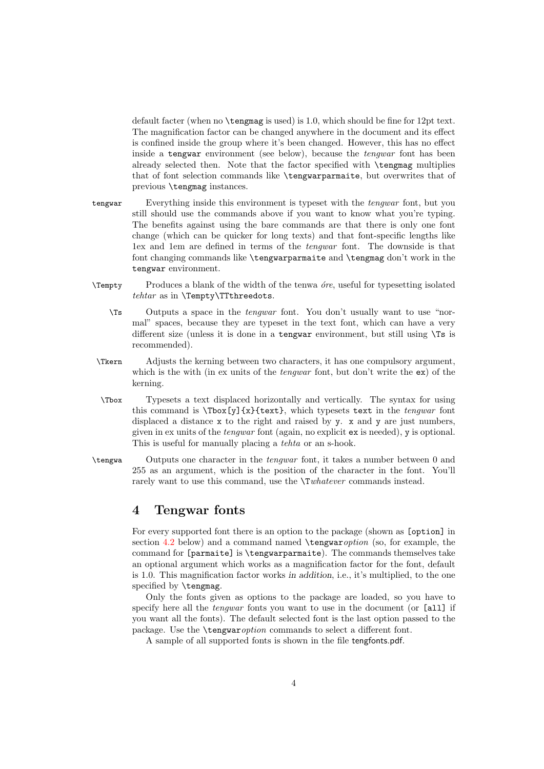default facter (when no `\tengmag` is used) is 1.0, which should be fine for 12pt text. The magnification factor can be changed anywhere in the document and its effect is confined inside the group where it's been changed. However, this has no effect inside a `tengwar` environment (see below), because the *tengwar* font has been already selected then. Note that the factor specified with `\tengmag` multiplies that of font selection commands like `\tengwarparmaite`, but overwrites that of previous `\tengmag` instances.

`tengwar` Everything inside this environment is typeset with the *tengwar* font, but you still should use the commands above if you want to know what you're typing. The benefits against using the bare commands are that there is only one font change (which can be quicker for long texts) and that font-specific lengths like 1ex and 1em are defined in terms of the *tengwar* font. The downside is that font changing commands like `\tengwarparmaite` and `\tengmag` don't work in the `tengwar` environment.

`\Tempty` Produces a blank of the width of the tenwa *óre*, useful for typesetting isolated *tehtar* as in `\Tempty\TTthreedots`.

`\Ts` Outputs a space in the *tengwar* font. You don't usually want to use "normal" spaces, because they are typeset in the text font, which can have a very different size (unless it is done in a `tengwar` environment, but still using `\Ts` is recommended).

`\Tkern` Adjusts the kerning between two characters, it has one compulsory argument, which is the with (in ex units of the *tengwar* font, but don't write the `ex`) of the kerning.

`\Tbox` Typesets a text displaced horizontally and vertically. The syntax for using this command is `\Tbox[y]{x}{text}`, which typesets `text` in the *tengwar* font displaced a distance `x` to the right and raised by `y`. `x` and `y` are just numbers, given in ex units of the *tengwar* font (again, no explicit `ex` is needed), `y` is optional. This is useful for manually placing a *tehta* or an s-hook.

`\tengwa` Outputs one character in the *tengwar* font, it takes a number between 0 and 255 as an argument, which is the position of the character in the font. You'll rarely want to use this command, use the `\T`*whatever* commands instead.

# 4 Tengwar fonts

For every supported font there is an option to the package (shown as `[option]` in section 4.2 below) and a command named `\tengwar`*option* (so, for example, the command for `[parmaite]` is `\tengwarparmaite`). The commands themselves take an optional argument which works as a magnification factor for the font, default is 1.0. This magnification factor works *in addition*, i.e., it's multiplied, to the one specified by `\tengmag`.

Only the fonts given as options to the package are loaded, so you have to specify here all the *tengwar* fonts you want to use in the document (or `[all]` if you want all the fonts). The default selected font is the last option passed to the package. Use the `\tengwar`*option* commands to select a different font.

A sample of all supported fonts is shown in the file tengfonts.pdf.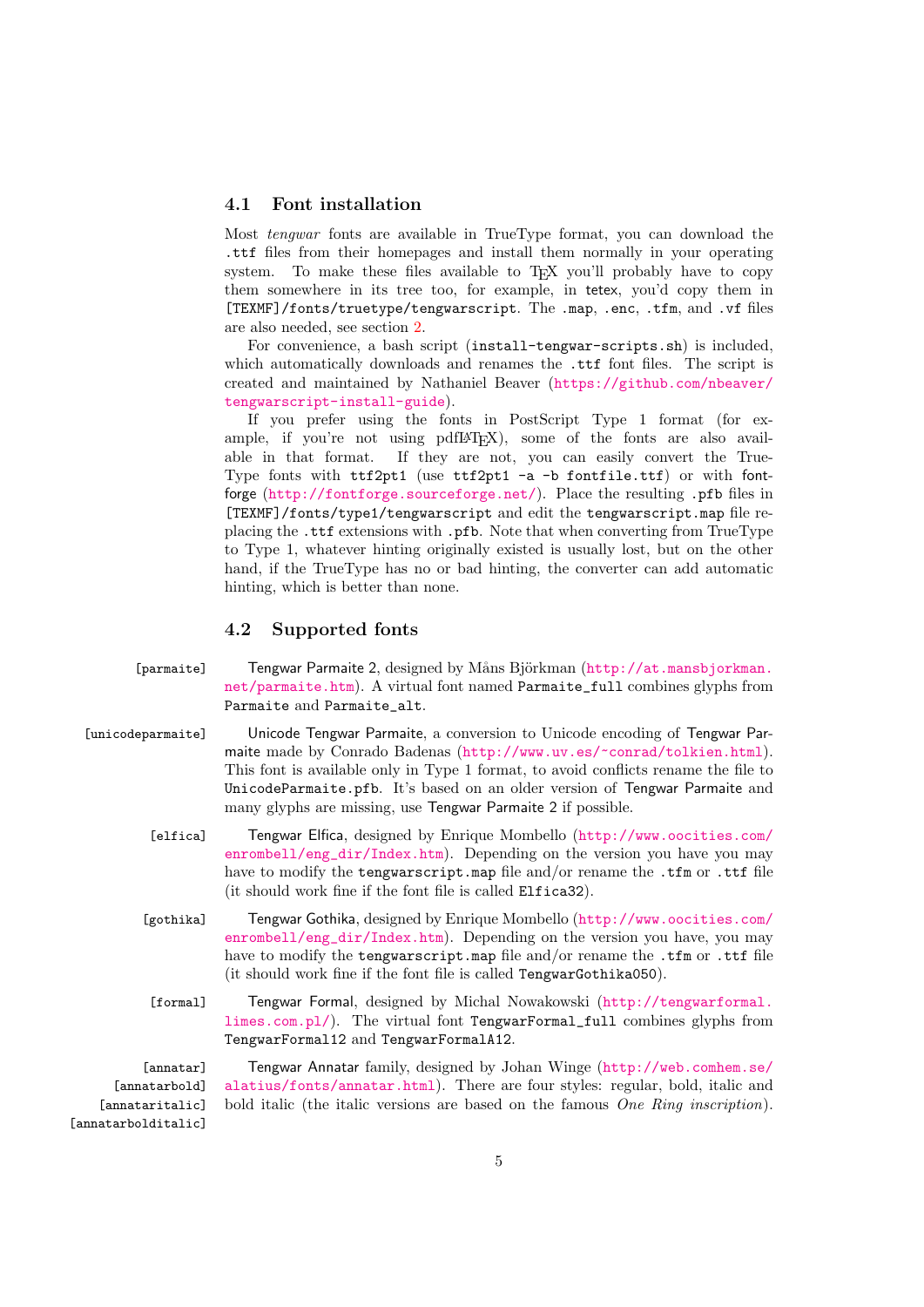### 4.1 Font installation

Most *tengwar* fonts are available in TrueType format, you can download the `.ttf` files from their homepages and install them normally in your operating system. To make these files available to TEX you'll probably have to copy them somewhere in its tree too, for example, in tetex, you'd copy them in `[TEXMF]/fonts/truetype/tengwarscript`. The `.map`, `.enc`, `.tfm`, and `.vf` files are also needed, see section 2.

For convenience, a bash script (`install-tengwar-scripts.sh`) is included, which automatically downloads and renames the `.ttf` font files. The script is created and maintained by Nathaniel Beaver (https://github.com/nbeaver/tengwarscript-install-guide).

If you prefer using the fonts in PostScript Type 1 format (for example, if you're not using pdfLATEX), some of the fonts are also available in that format. If they are not, you can easily convert the TrueType fonts with `ttf2pt1` (use `ttf2pt1 -a -b fontfile.ttf`) or with fontforge (http://fontforge.sourceforge.net/). Place the resulting `.pfb` files in `[TEXMF]/fonts/type1/tengwarscript` and edit the `tengwarscript.map` file replacing the `.ttf` extensions with `.pfb`. Note that when converting from TrueType to Type 1, whatever hinting originally existed is usually lost, but on the other hand, if the TrueType has no or bad hinting, the converter can add automatic hinting, which is better than none.

### 4.2 Supported fonts

`[parmaite]` Tengwar Parmaite 2, designed by Måns Björkman (http://at.mansbjorkman.net/parmaite.htm). A virtual font named `Parmaite_full` combines glyphs from `Parmaite` and `Parmaite_alt`.

`[unicodeparmaite]` Unicode Tengwar Parmaite, a conversion to Unicode encoding of Tengwar Parmaite made by Conrado Badenas (http://www.uv.es/~conrad/tolkien.html). This font is available only in Type 1 format, to avoid conflicts rename the file to `UnicodeParmaite.pfb`. It's based on an older version of Tengwar Parmaite and many glyphs are missing, use Tengwar Parmaite 2 if possible.

`[elfica]` Tengwar Elfica, designed by Enrique Mombello (http://www.oocities.com/enrombell/eng_dir/Index.htm). Depending on the version you have you may have to modify the `tengwarscript.map` file and/or rename the `.tfm` or `.ttf` file (it should work fine if the font file is called `Elfica32`).

`[gothika]` Tengwar Gothika, designed by Enrique Mombello (http://www.oocities.com/enrombell/eng_dir/Index.htm). Depending on the version you have, you may have to modify the `tengwarscript.map` file and/or rename the `.tfm` or `.ttf` file (it should work fine if the font file is called `TengwarGothika050`).

`[formal]` Tengwar Formal, designed by Michal Nowakowski (http://tengwarformal.limes.com.pl/). The virtual font `TengwarFormal_full` combines glyphs from `TengwarFormal12` and `TengwarFormalA12`.

`[annatar]` `[annatarbold]` `[annataritalic]` `[annatarbolditalic]` Tengwar Annatar family, designed by Johan Winge (http://web.comhem.se/alatius/fonts/annatar.html). There are four styles: regular, bold, italic and bold italic (the italic versions are based on the famous *One Ring inscription*).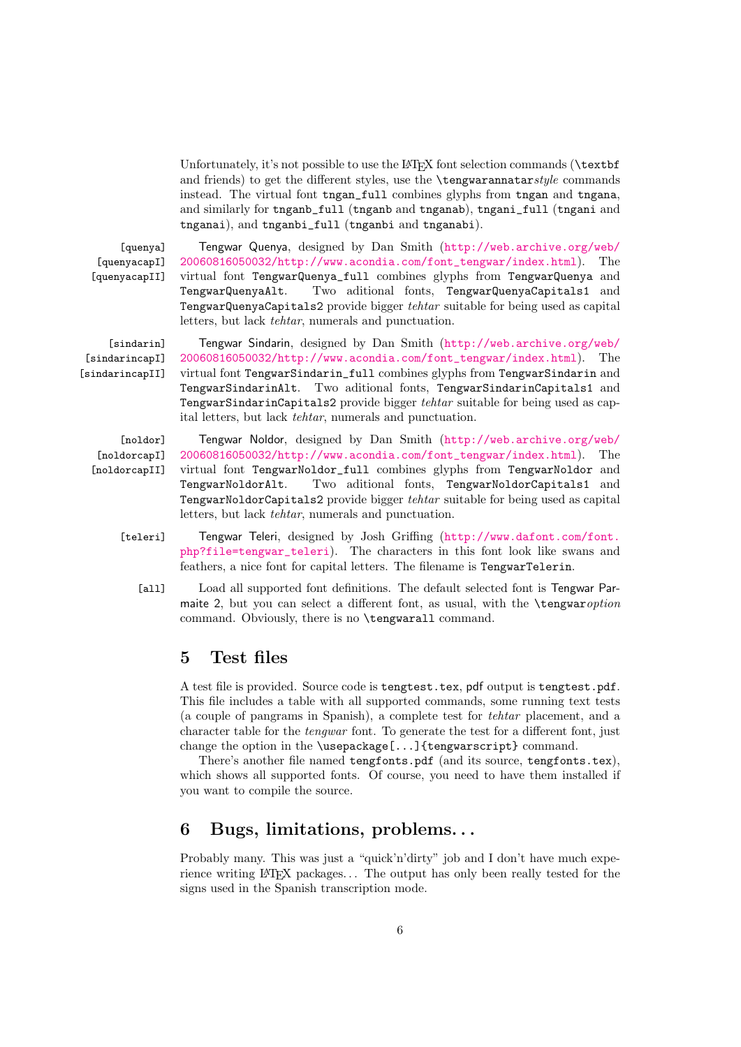Unfortunately, it's not possible to use the LaTeX font selection commands (`\textbf` and friends) to get the different styles, use the `\tengwarannatar`*style* commands instead. The virtual font `tngan_full` combines glyphs from `tngan` and `tngana`, and similarly for `tnganb_full` (`tnganb` and `tnganab`), `tngani_full` (`tngani` and `tnganai`), and `tnganbi_full` (`tnganbi` and `tnganabi`).

`[quenya]` `[quenyacapI]` `[quenyacapII]` Tengwar Quenya, designed by Dan Smith (http://web.archive.org/web/20060816050032/http://www.acondia.com/font_tengwar/index.html). The virtual font `TengwarQuenya_full` combines glyphs from `TengwarQuenya` and `TengwarQuenyaAlt`. Two aditional fonts, `TengwarQuenyaCapitals1` and `TengwarQuenyaCapitals2` provide bigger *tehtar* suitable for being used as capital letters, but lack *tehtar*, numerals and punctuation.

`[sindarin]` `[sindarincapI]` `[sindarincapII]` Tengwar Sindarin, designed by Dan Smith (http://web.archive.org/web/20060816050032/http://www.acondia.com/font_tengwar/index.html). The virtual font `TengwarSindarin_full` combines glyphs from `TengwarSindarin` and `TengwarSindarinAlt`. Two aditional fonts, `TengwarSindarinCapitals1` and `TengwarSindarinCapitals2` provide bigger *tehtar* suitable for being used as capital letters, but lack *tehtar*, numerals and punctuation.

`[noldor]` `[noldorcapI]` `[noldorcapII]` Tengwar Noldor, designed by Dan Smith (http://web.archive.org/web/20060816050032/http://www.acondia.com/font_tengwar/index.html). The virtual font `TengwarNoldor_full` combines glyphs from `TengwarNoldor` and `TengwarNoldorAlt`. Two aditional fonts, `TengwarNoldorCapitals1` and `TengwarNoldorCapitals2` provide bigger *tehtar* suitable for being used as capital letters, but lack *tehtar*, numerals and punctuation.

`[teleri]` Tengwar Teleri, designed by Josh Griffing (http://www.dafont.com/font.php?file=tengwar_teleri). The characters in this font look like swans and feathers, a nice font for capital letters. The filename is `TengwarTelerin`.

`[all]` Load all supported font definitions. The default selected font is Tengwar Parmaite 2, but you can select a different font, as usual, with the `\tengwar`*option* command. Obviously, there is no `\tengwarall` command.

## 5 Test files

A test file is provided. Source code is `tengtest.tex`, pdf output is `tengtest.pdf`. This file includes a table with all supported commands, some running text tests (a couple of pangrams in Spanish), a complete test for *tehtar* placement, and a character table for the *tengwar* font. To generate the test for a different font, just change the option in the `\usepackage[...]{tengwarscript}` command.

There's another file named `tengfonts.pdf` (and its source, `tengfonts.tex`), which shows all supported fonts. Of course, you need to have them installed if you want to compile the source.

## 6 Bugs, limitations, problems...

Probably many. This was just a "quick'n'dirty" job and I don't have much experience writing LaTeX packages... The output has only been really tested for the signs used in the Spanish transcription mode.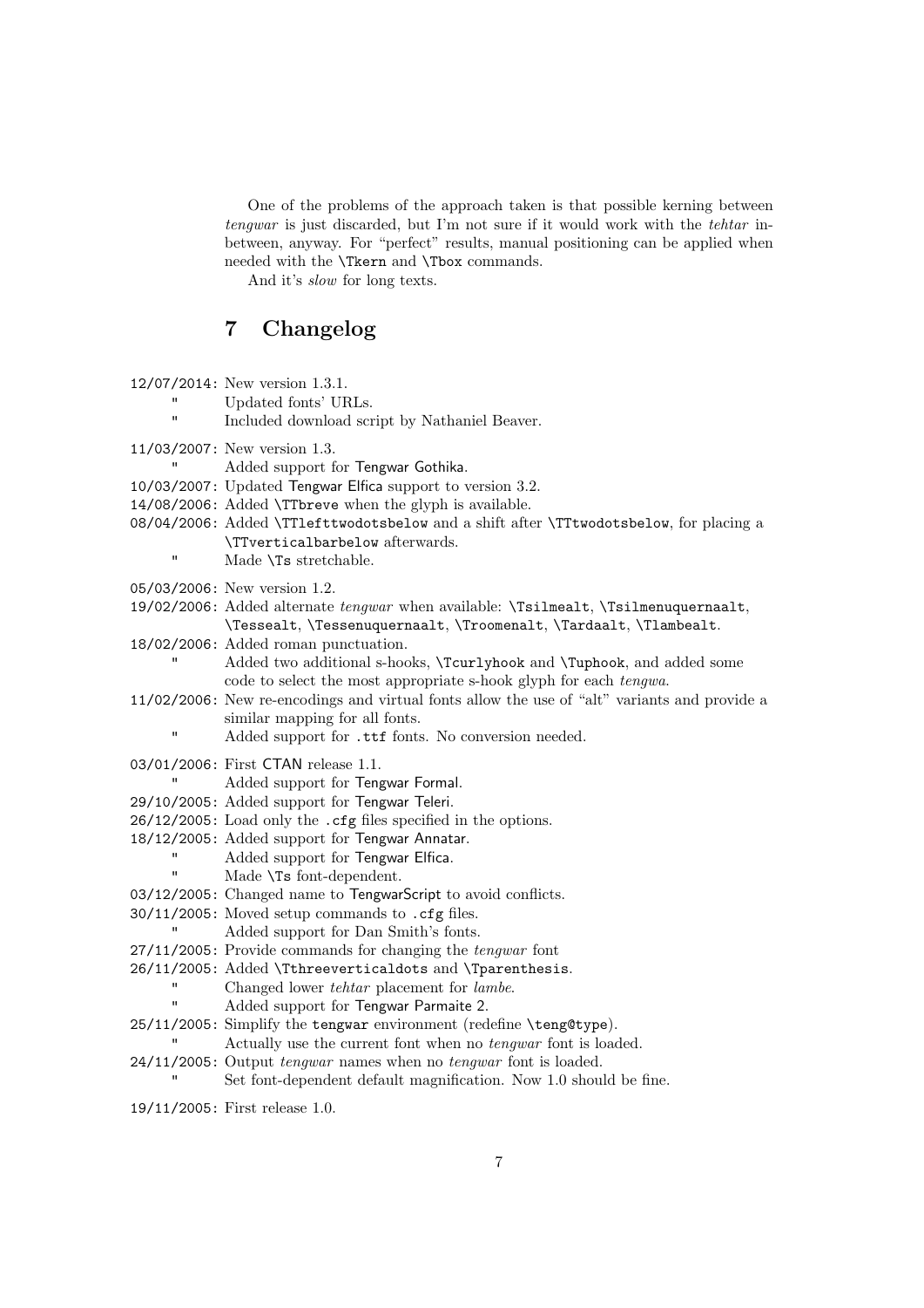One of the problems of the approach taken is that possible kerning between *tengwar* is just discarded, but I'm not sure if it would work with the *tehtar* in-between, anyway. For "perfect" results, manual positioning can be applied when needed with the `\Tkern` and `\Tbox` commands.

And it's *slow* for long texts.

## 7 Changelog

`12/07/2014`: New version 1.3.1.
" Updated fonts' URLs.
" Included download script by Nathaniel Beaver.

`11/03/2007`: New version 1.3.
" Added support for Tengwar Gothika.
`10/03/2007`: Updated Tengwar Elfica support to version 3.2.
`14/08/2006`: Added `\TTbreve` when the glyph is available.
`08/04/2006`: Added `\TTlefttwodotsbelow` and a shift after `\TTtwodotsbelow`, for placing a `\TTverticalbarbelow` afterwards.
" Made `\Ts` stretchable.

`05/03/2006`: New version 1.2.
`19/02/2006`: Added alternate *tengwar* when available: `\Tsilmealt`, `\Tsilmenuquernaalt`, `\Tessealt`, `\Tessenuquernaalt`, `\Troomenalt`, `\Tardaalt`, `\Tlambealt`.
`18/02/2006`: Added roman punctuation.
" Added two additional s-hooks, `\Tcurlyhook` and `\Tuphook`, and added some code to select the most appropriate s-hook glyph for each *tengwa*.
`11/02/2006`: New re-encodings and virtual fonts allow the use of "alt" variants and provide a similar mapping for all fonts.
" Added support for `.ttf` fonts. No conversion needed.

`03/01/2006`: First CTAN release 1.1.
" Added support for Tengwar Formal.
`29/10/2005`: Added support for Tengwar Teleri.
`26/12/2005`: Load only the `.cfg` files specified in the options.
`18/12/2005`: Added support for Tengwar Annatar.
" Added support for Tengwar Elfica.
" Made `\Ts` font-dependent.
`03/12/2005`: Changed name to TengwarScript to avoid conflicts.
`30/11/2005`: Moved setup commands to `.cfg` files.
" Added support for Dan Smith's fonts.
`27/11/2005`: Provide commands for changing the *tengwar* font
`26/11/2005`: Added `\Tthreeverticaldots` and `\Tparenthesis`.
" Changed lower *tehtar* placement for *lambe*.
" Added support for Tengwar Parmaite 2.
`25/11/2005`: Simplify the `tengwar` environment (redefine `\teng@type`).
" Actually use the current font when no *tengwar* font is loaded.
`24/11/2005`: Output *tengwar* names when no *tengwar* font is loaded.
" Set font-dependent default magnification. Now 1.0 should be fine.

`19/11/2005`: First release 1.0.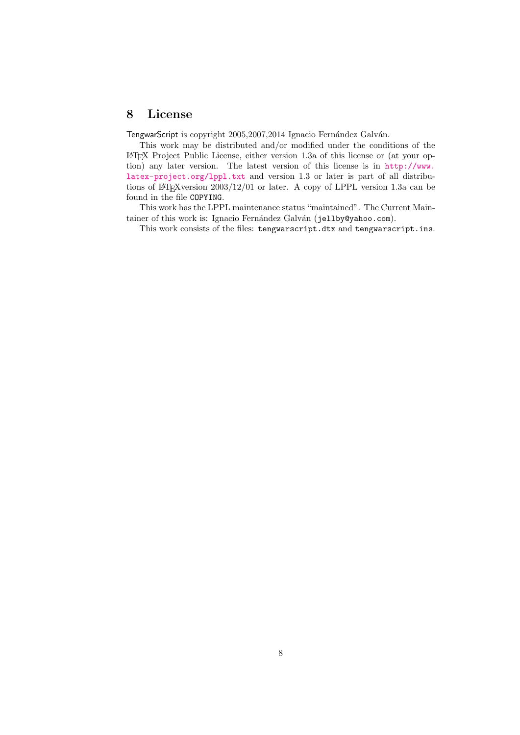## 8 License

TengwarScript is copyright 2005,2007,2014 Ignacio Fernández Galván.

This work may be distributed and/or modified under the conditions of the LaTeX Project Public License, either version 1.3a of this license or (at your option) any later version. The latest version of this license is in http://www.latex-project.org/lppl.txt and version 1.3 or later is part of all distributions of LaTeXversion 2003/12/01 or later. A copy of LPPL version 1.3a can be found in the file `COPYING`.

This work has the LPPL maintenance status "maintained". The Current Maintainer of this work is: Ignacio Fernández Galván (`jellby@yahoo.com`).

This work consists of the files: `tengwarscript.dtx` and `tengwarscript.ins`.